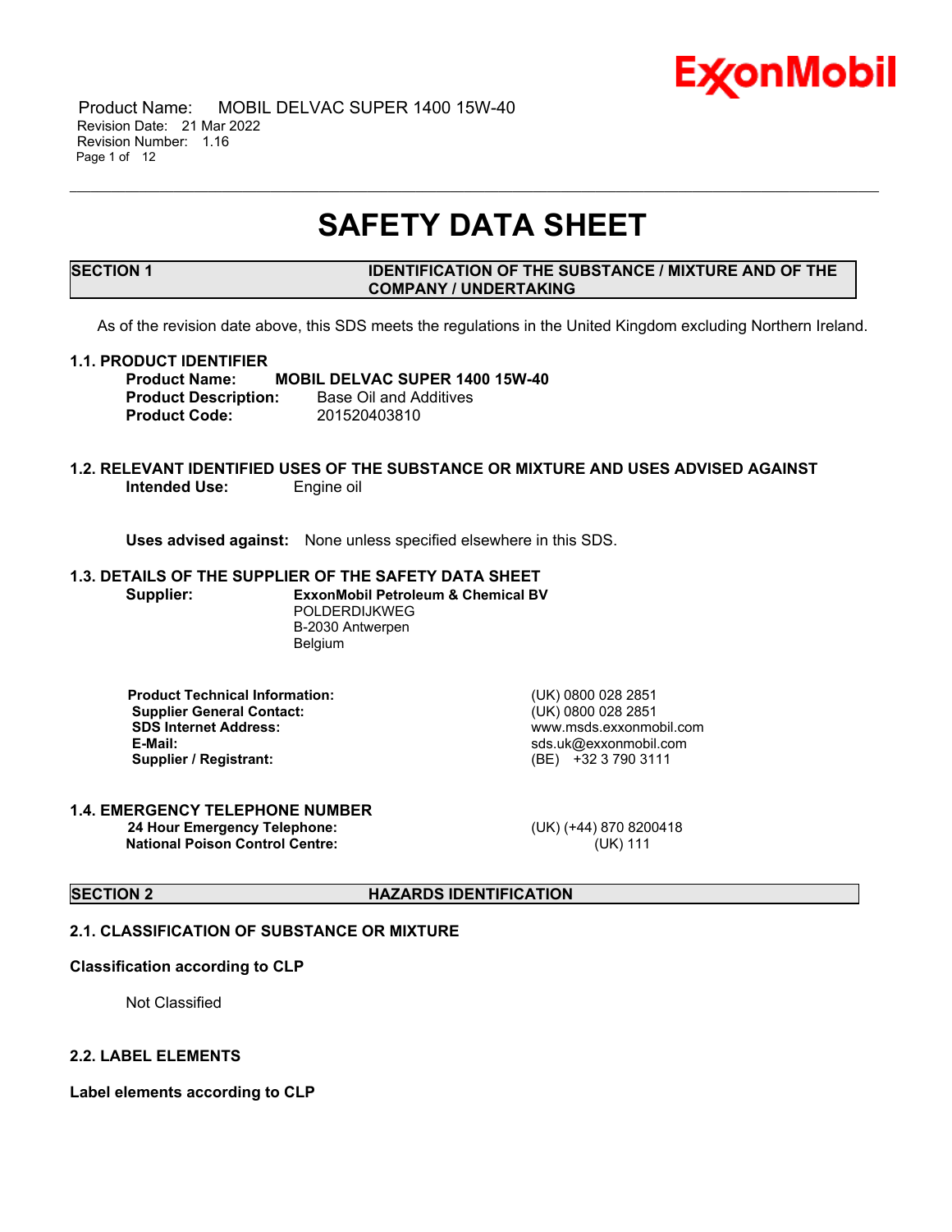# SAFETY DATA SHEET

## SECTION 1 IDENTIFICATION OF THE SUBSTANCE / MIXTURE AND OF THE COMPANY / UNDERTAKING

As of the revision date above, this SDS meets the regulations in the United Kingdom excluding Northern Ireland.

### 1.1. PRODUCT IDENTIFIER

**Product Name:** **MOBIL DELVAC SUPER 1400 15W-40**
**Product Description:** Base Oil and Additives
**Product Code:** 201520403810

### 1.2. RELEVANT IDENTIFIED USES OF THE SUBSTANCE OR MIXTURE AND USES ADVISED AGAINST

**Intended Use:** Engine oil

**Uses advised against:** None unless specified elsewhere in this SDS.

### 1.3. DETAILS OF THE SUPPLIER OF THE SAFETY DATA SHEET

**Supplier:** **ExxonMobil Petroleum & Chemical BV**
POLDERDIJKWEG
B-2030 Antwerpen
Belgium

| | |
|---|---|
| **Product Technical Information:** | (UK) 0800 028 2851 |
| **Supplier General Contact:** | (UK) 0800 028 2851 |
| **SDS Internet Address:** | www.msds.exxonmobil.com |
| **E-Mail:** | sds.uk@exxonmobil.com |
| **Supplier / Registrant:** | (BE) +32 3 790 3111 |

### 1.4. EMERGENCY TELEPHONE NUMBER

| | |
|---|---|
| **24 Hour Emergency Telephone:** | (UK) (+44) 870 8200418 |
| **National Poison Control Centre:** | (UK) 111 |

## SECTION 2 HAZARDS IDENTIFICATION

### 2.1. CLASSIFICATION OF SUBSTANCE OR MIXTURE

**Classification according to CLP**

Not Classified

### 2.2. LABEL ELEMENTS

**Label elements according to CLP**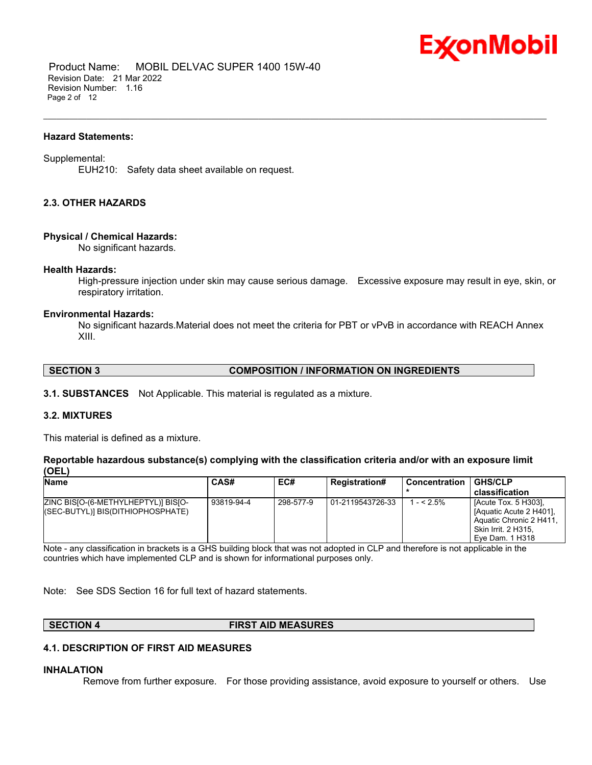**Hazard Statements:**

Supplemental:

EUH210: Safety data sheet available on request.

### 2.3. OTHER HAZARDS

**Physical / Chemical Hazards:**

No significant hazards.

**Health Hazards:**

High-pressure injection under skin may cause serious damage. Excessive exposure may result in eye, skin, or respiratory irritation.

**Environmental Hazards:**

No significant hazards.Material does not meet the criteria for PBT or vPvB in accordance with REACH Annex XIII.

## SECTION 3 COMPOSITION / INFORMATION ON INGREDIENTS

**3.1. SUBSTANCES** Not Applicable. This material is regulated as a mixture.

### 3.2. MIXTURES

This material is defined as a mixture.

**Reportable hazardous substance(s) complying with the classification criteria and/or with an exposure limit (OEL)**

| Name | CAS# | EC# | Registration# | Concentration * | GHS/CLP classification |
|---|---|---|---|---|---|
| ZINC BIS[O-(6-METHYLHEPTYL)] BIS[O-(SEC-BUTYL)] BIS(DITHIOPHOSPHATE) | 93819-94-4 | 298-577-9 | 01-2119543726-33 | 1 - < 2.5% | [Acute Tox. 5 H303], [Aquatic Acute 2 H401], Aquatic Chronic 2 H411, Skin Irrit. 2 H315, Eye Dam. 1 H318 |

Note - any classification in brackets is a GHS building block that was not adopted in CLP and therefore is not applicable in the countries which have implemented CLP and is shown for informational purposes only.

Note: See SDS Section 16 for full text of hazard statements.

## SECTION 4 FIRST AID MEASURES

### 4.1. DESCRIPTION OF FIRST AID MEASURES

**INHALATION**

Remove from further exposure. For those providing assistance, avoid exposure to yourself or others. Use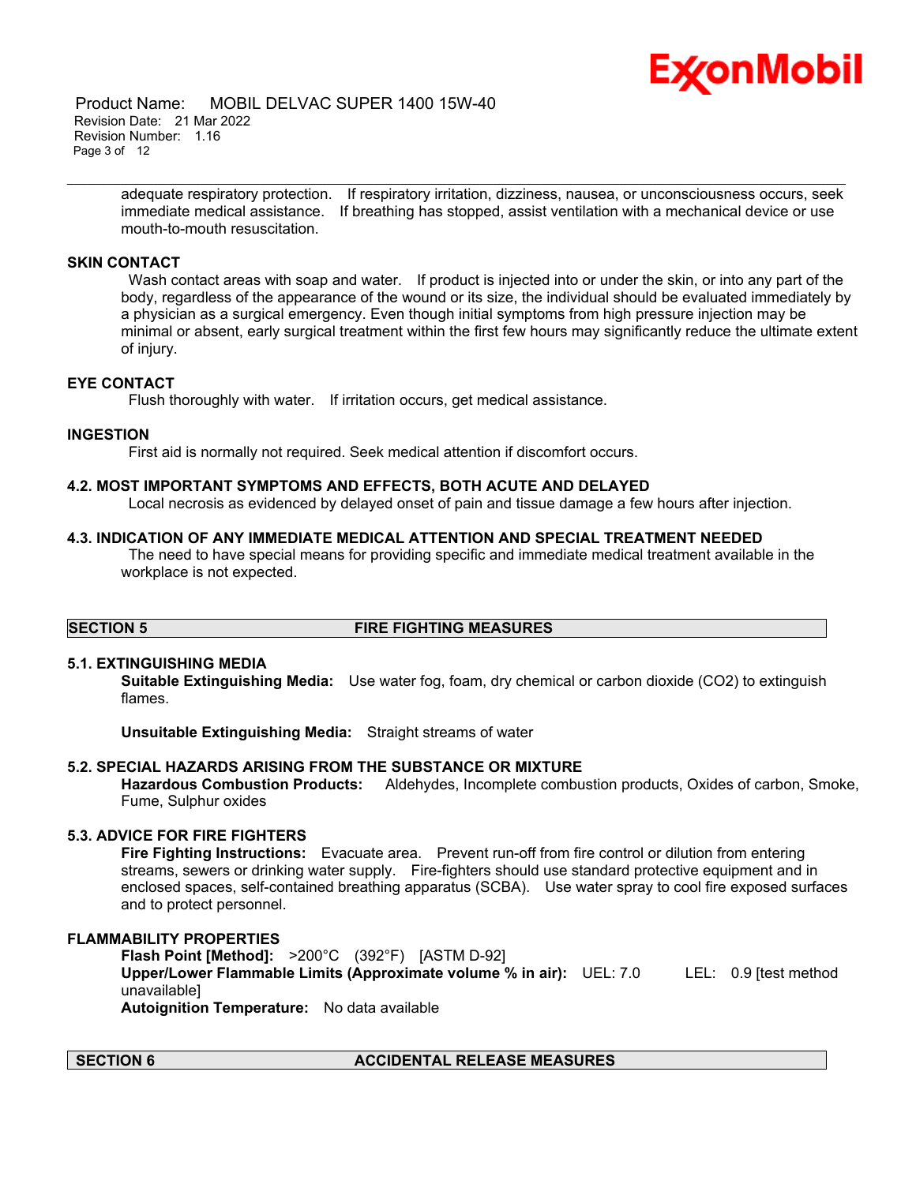adequate respiratory protection. If respiratory irritation, dizziness, nausea, or unconsciousness occurs, seek immediate medical assistance. If breathing has stopped, assist ventilation with a mechanical device or use mouth-to-mouth resuscitation.

### SKIN CONTACT

Wash contact areas with soap and water. If product is injected into or under the skin, or into any part of the body, regardless of the appearance of the wound or its size, the individual should be evaluated immediately by a physician as a surgical emergency. Even though initial symptoms from high pressure injection may be minimal or absent, early surgical treatment within the first few hours may significantly reduce the ultimate extent of injury.

### EYE CONTACT

Flush thoroughly with water. If irritation occurs, get medical assistance.

### INGESTION

First aid is normally not required. Seek medical attention if discomfort occurs.

### 4.2. MOST IMPORTANT SYMPTOMS AND EFFECTS, BOTH ACUTE AND DELAYED

Local necrosis as evidenced by delayed onset of pain and tissue damage a few hours after injection.

### 4.3. INDICATION OF ANY IMMEDIATE MEDICAL ATTENTION AND SPECIAL TREATMENT NEEDED

The need to have special means for providing specific and immediate medical treatment available in the workplace is not expected.

## SECTION 5 FIRE FIGHTING MEASURES

### 5.1. EXTINGUISHING MEDIA

**Suitable Extinguishing Media:** Use water fog, foam, dry chemical or carbon dioxide ($CO_2$) to extinguish flames.

**Unsuitable Extinguishing Media:** Straight streams of water

### 5.2. SPECIAL HAZARDS ARISING FROM THE SUBSTANCE OR MIXTURE

**Hazardous Combustion Products:** Aldehydes, Incomplete combustion products, Oxides of carbon, Smoke, Fume, Sulphur oxides

### 5.3. ADVICE FOR FIRE FIGHTERS

**Fire Fighting Instructions:** Evacuate area. Prevent run-off from fire control or dilution from entering streams, sewers or drinking water supply. Fire-fighters should use standard protective equipment and in enclosed spaces, self-contained breathing apparatus (SCBA). Use water spray to cool fire exposed surfaces and to protect personnel.

### FLAMMABILITY PROPERTIES

**Flash Point [Method]:** >200°C (392°F) [ASTM D-92]
**Upper/Lower Flammable Limits (Approximate volume % in air):** UEL: 7.0 LEL: 0.9 [test method unavailable]
**Autoignition Temperature:** No data available

## SECTION 6 ACCIDENTAL RELEASE MEASURES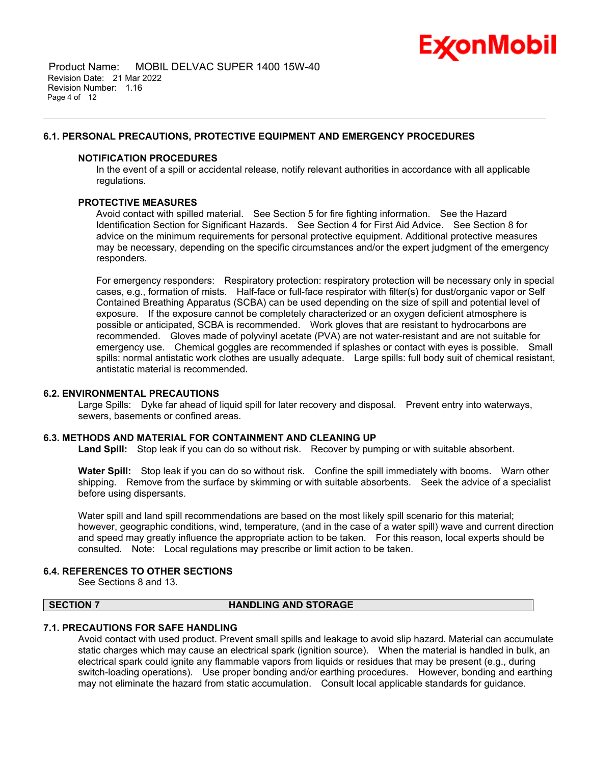### 6.1. PERSONAL PRECAUTIONS, PROTECTIVE EQUIPMENT AND EMERGENCY PROCEDURES

**NOTIFICATION PROCEDURES**

In the event of a spill or accidental release, notify relevant authorities in accordance with all applicable regulations.

**PROTECTIVE MEASURES**

Avoid contact with spilled material. See Section 5 for fire fighting information. See the Hazard Identification Section for Significant Hazards. See Section 4 for First Aid Advice. See Section 8 for advice on the minimum requirements for personal protective equipment. Additional protective measures may be necessary, depending on the specific circumstances and/or the expert judgment of the emergency responders.

For emergency responders: Respiratory protection: respiratory protection will be necessary only in special cases, e.g., formation of mists. Half-face or full-face respirator with filter(s) for dust/organic vapor or Self Contained Breathing Apparatus (SCBA) can be used depending on the size of spill and potential level of exposure. If the exposure cannot be completely characterized or an oxygen deficient atmosphere is possible or anticipated, SCBA is recommended. Work gloves that are resistant to hydrocarbons are recommended. Gloves made of polyvinyl acetate (PVA) are not water-resistant and are not suitable for emergency use. Chemical goggles are recommended if splashes or contact with eyes is possible. Small spills: normal antistatic work clothes are usually adequate. Large spills: full body suit of chemical resistant, antistatic material is recommended.

### 6.2. ENVIRONMENTAL PRECAUTIONS

Large Spills: Dyke far ahead of liquid spill for later recovery and disposal. Prevent entry into waterways, sewers, basements or confined areas.

### 6.3. METHODS AND MATERIAL FOR CONTAINMENT AND CLEANING UP

**Land Spill:** Stop leak if you can do so without risk. Recover by pumping or with suitable absorbent.

**Water Spill:** Stop leak if you can do so without risk. Confine the spill immediately with booms. Warn other shipping. Remove from the surface by skimming or with suitable absorbents. Seek the advice of a specialist before using dispersants.

Water spill and land spill recommendations are based on the most likely spill scenario for this material; however, geographic conditions, wind, temperature, (and in the case of a water spill) wave and current direction and speed may greatly influence the appropriate action to be taken. For this reason, local experts should be consulted. Note: Local regulations may prescribe or limit action to be taken.

### 6.4. REFERENCES TO OTHER SECTIONS

See Sections 8 and 13.

## SECTION 7 HANDLING AND STORAGE

### 7.1. PRECAUTIONS FOR SAFE HANDLING

Avoid contact with used product. Prevent small spills and leakage to avoid slip hazard. Material can accumulate static charges which may cause an electrical spark (ignition source). When the material is handled in bulk, an electrical spark could ignite any flammable vapors from liquids or residues that may be present (e.g., during switch-loading operations). Use proper bonding and/or earthing procedures. However, bonding and earthing may not eliminate the hazard from static accumulation. Consult local applicable standards for guidance.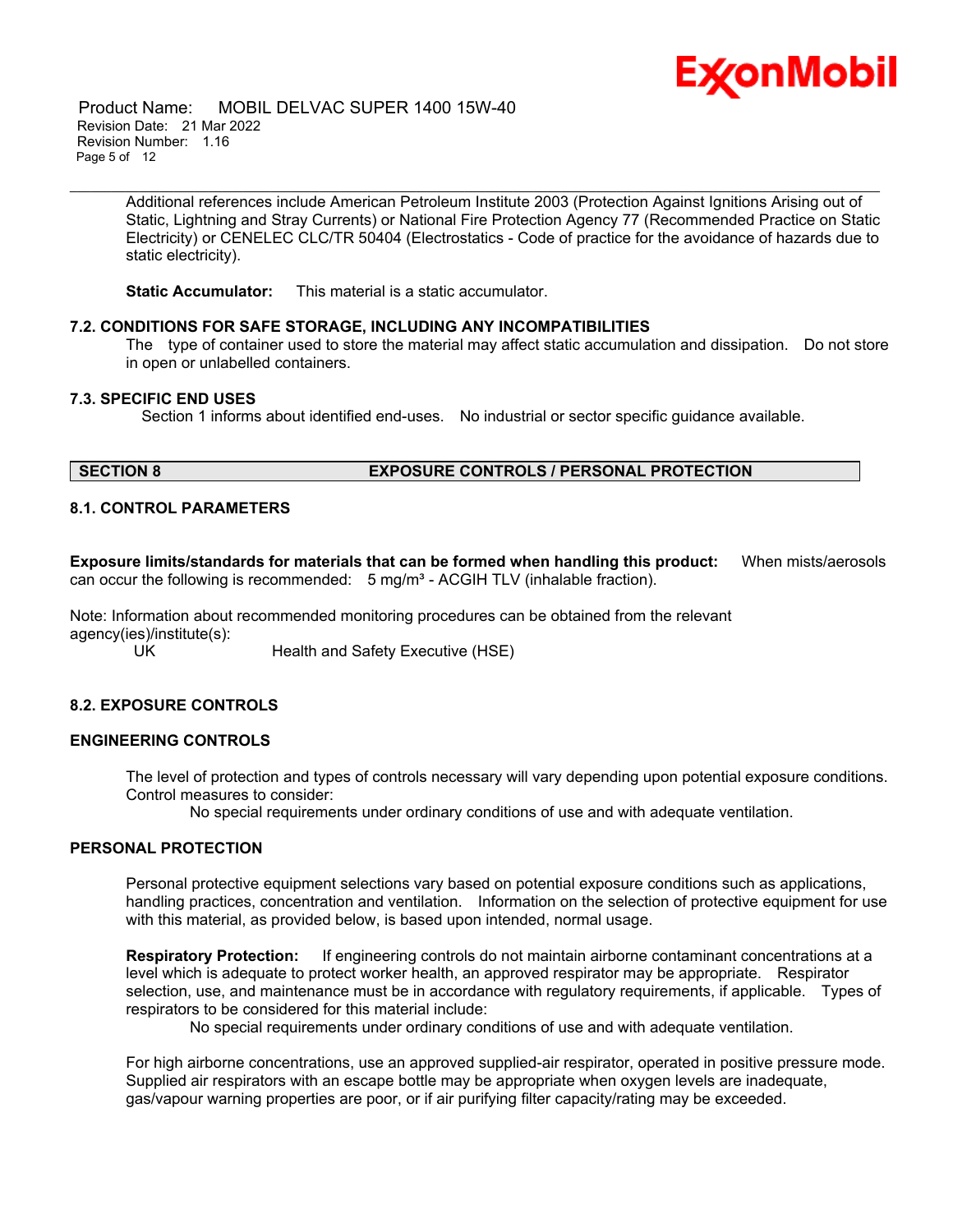Additional references include American Petroleum Institute 2003 (Protection Against Ignitions Arising out of Static, Lightning and Stray Currents) or National Fire Protection Agency 77 (Recommended Practice on Static Electricity) or CENELEC CLC/TR 50404 (Electrostatics - Code of practice for the avoidance of hazards due to static electricity).

**Static Accumulator:** This material is a static accumulator.

### 7.2. CONDITIONS FOR SAFE STORAGE, INCLUDING ANY INCOMPATIBILITIES

The type of container used to store the material may affect static accumulation and dissipation. Do not store in open or unlabelled containers.

### 7.3. SPECIFIC END USES

Section 1 informs about identified end-uses. No industrial or sector specific guidance available.

## SECTION 8 EXPOSURE CONTROLS / PERSONAL PROTECTION

### 8.1. CONTROL PARAMETERS

**Exposure limits/standards for materials that can be formed when handling this product:** When mists/aerosols can occur the following is recommended: 5 mg/m³ - ACGIH TLV (inhalable fraction).

Note: Information about recommended monitoring procedures can be obtained from the relevant agency(ies)/institute(s):

UK Health and Safety Executive (HSE)

### 8.2. EXPOSURE CONTROLS

#### ENGINEERING CONTROLS

The level of protection and types of controls necessary will vary depending upon potential exposure conditions. Control measures to consider:

No special requirements under ordinary conditions of use and with adequate ventilation.

#### PERSONAL PROTECTION

Personal protective equipment selections vary based on potential exposure conditions such as applications, handling practices, concentration and ventilation. Information on the selection of protective equipment for use with this material, as provided below, is based upon intended, normal usage.

**Respiratory Protection:** If engineering controls do not maintain airborne contaminant concentrations at a level which is adequate to protect worker health, an approved respirator may be appropriate. Respirator selection, use, and maintenance must be in accordance with regulatory requirements, if applicable. Types of respirators to be considered for this material include:

No special requirements under ordinary conditions of use and with adequate ventilation.

For high airborne concentrations, use an approved supplied-air respirator, operated in positive pressure mode. Supplied air respirators with an escape bottle may be appropriate when oxygen levels are inadequate, gas/vapour warning properties are poor, or if air purifying filter capacity/rating may be exceeded.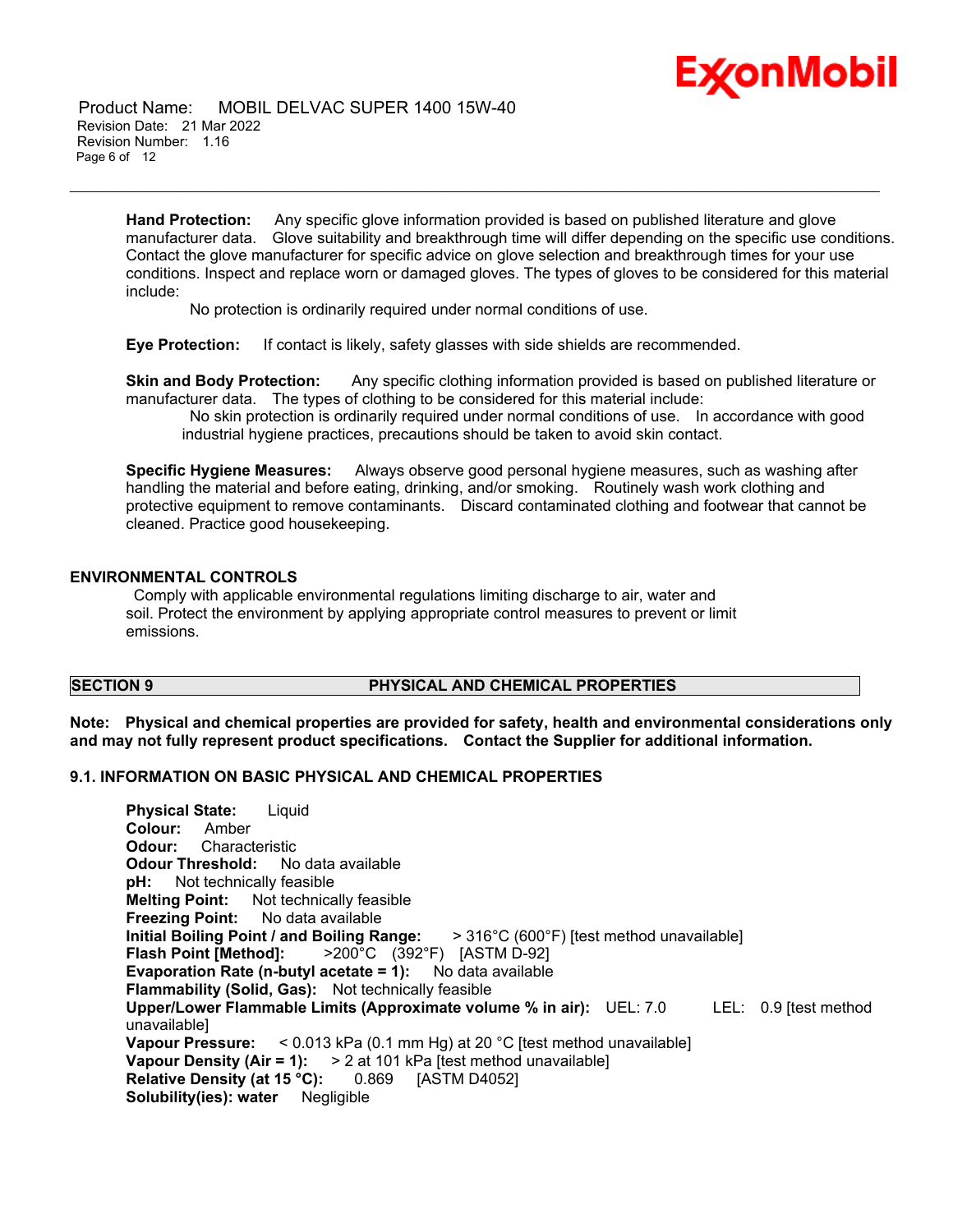**Hand Protection:** Any specific glove information provided is based on published literature and glove manufacturer data. Glove suitability and breakthrough time will differ depending on the specific use conditions. Contact the glove manufacturer for specific advice on glove selection and breakthrough times for your use conditions. Inspect and replace worn or damaged gloves. The types of gloves to be considered for this material include:

No protection is ordinarily required under normal conditions of use.

**Eye Protection:** If contact is likely, safety glasses with side shields are recommended.

**Skin and Body Protection:** Any specific clothing information provided is based on published literature or manufacturer data. The types of clothing to be considered for this material include:

No skin protection is ordinarily required under normal conditions of use. In accordance with good industrial hygiene practices, precautions should be taken to avoid skin contact.

**Specific Hygiene Measures:** Always observe good personal hygiene measures, such as washing after handling the material and before eating, drinking, and/or smoking. Routinely wash work clothing and protective equipment to remove contaminants. Discard contaminated clothing and footwear that cannot be cleaned. Practice good housekeeping.

## ENVIRONMENTAL CONTROLS

Comply with applicable environmental regulations limiting discharge to air, water and soil. Protect the environment by applying appropriate control measures to prevent or limit emissions.

## SECTION 9 PHYSICAL AND CHEMICAL PROPERTIES

**Note: Physical and chemical properties are provided for safety, health and environmental considerations only and may not fully represent product specifications. Contact the Supplier for additional information.**

### 9.1. INFORMATION ON BASIC PHYSICAL AND CHEMICAL PROPERTIES

**Physical State:** Liquid
**Colour:** Amber
**Odour:** Characteristic
**Odour Threshold:** No data available
**pH:** Not technically feasible
**Melting Point:** Not technically feasible
**Freezing Point:** No data available
**Initial Boiling Point / and Boiling Range:** > 316°C (600°F) [test method unavailable]
**Flash Point [Method]:** >200°C (392°F) [ASTM D-92]
**Evaporation Rate (n-butyl acetate = 1):** No data available
**Flammability (Solid, Gas):** Not technically feasible
**Upper/Lower Flammable Limits (Approximate volume % in air):** UEL: 7.0 LEL: 0.9 [test method unavailable]
**Vapour Pressure:** < 0.013 kPa (0.1 mm Hg) at 20 °C [test method unavailable]
**Vapour Density (Air = 1):** > 2 at 101 kPa [test method unavailable]
**Relative Density (at 15 °C):** 0.869 [ASTM D4052]
**Solubility(ies): water** Negligible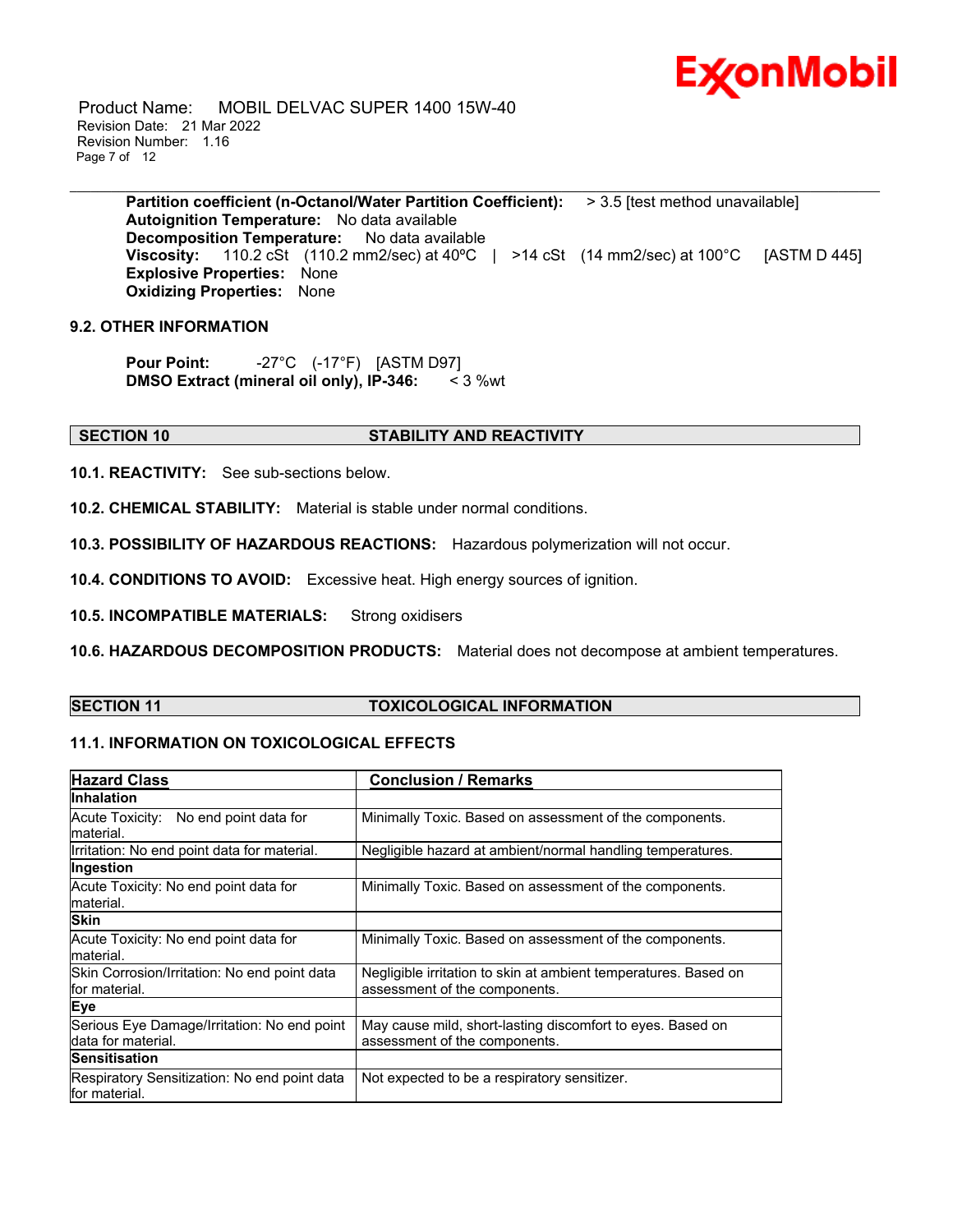**Partition coefficient (n-Octanol/Water Partition Coefficient):** > 3.5 [test method unavailable]
**Autoignition Temperature:** No data available
**Decomposition Temperature:** No data available
**Viscosity:** 110.2 cSt (110.2 mm2/sec) at 40ºC | >14 cSt (14 mm2/sec) at 100°C [ASTM D 445]
**Explosive Properties:** None
**Oxidizing Properties:** None

### 9.2. OTHER INFORMATION

**Pour Point:** -27°C (-17°F) [ASTM D97]
**DMSO Extract (mineral oil only), IP-346:** < 3 %wt

## SECTION 10 STABILITY AND REACTIVITY

**10.1. REACTIVITY:** See sub-sections below.

**10.2. CHEMICAL STABILITY:** Material is stable under normal conditions.

**10.3. POSSIBILITY OF HAZARDOUS REACTIONS:** Hazardous polymerization will not occur.

**10.4. CONDITIONS TO AVOID:** Excessive heat. High energy sources of ignition.

**10.5. INCOMPATIBLE MATERIALS:** Strong oxidisers

**10.6. HAZARDOUS DECOMPOSITION PRODUCTS:** Material does not decompose at ambient temperatures.

## SECTION 11 TOXICOLOGICAL INFORMATION

### 11.1. INFORMATION ON TOXICOLOGICAL EFFECTS

| Hazard Class | Conclusion / Remarks |
|---|---|
| **Inhalation** | |
| Acute Toxicity: No end point data for material. | Minimally Toxic. Based on assessment of the components. |
| Irritation: No end point data for material. | Negligible hazard at ambient/normal handling temperatures. |
| **Ingestion** | |
| Acute Toxicity: No end point data for material. | Minimally Toxic. Based on assessment of the components. |
| **Skin** | |
| Acute Toxicity: No end point data for material. | Minimally Toxic. Based on assessment of the components. |
| Skin Corrosion/Irritation: No end point data for material. | Negligible irritation to skin at ambient temperatures. Based on assessment of the components. |
| **Eye** | |
| Serious Eye Damage/Irritation: No end point data for material. | May cause mild, short-lasting discomfort to eyes. Based on assessment of the components. |
| **Sensitisation** | |
| Respiratory Sensitization: No end point data for material. | Not expected to be a respiratory sensitizer. |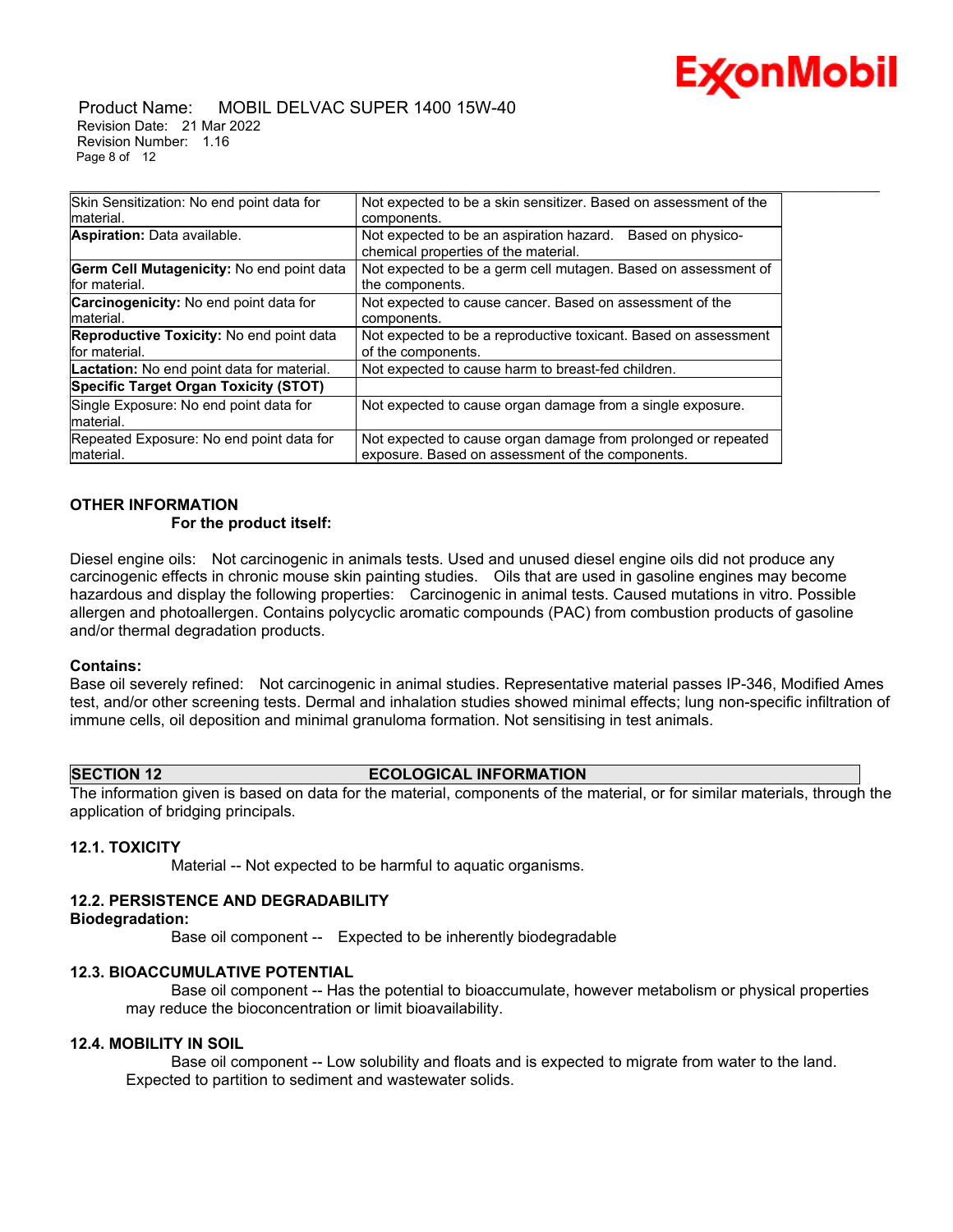| | |
|---|---|
| Skin Sensitization: No end point data for material. | Not expected to be a skin sensitizer. Based on assessment of the components. |
| **Aspiration:** Data available. | Not expected to be an aspiration hazard. Based on physico-chemical properties of the material. |
| **Germ Cell Mutagenicity:** No end point data for material. | Not expected to be a germ cell mutagen. Based on assessment of the components. |
| **Carcinogenicity:** No end point data for material. | Not expected to cause cancer. Based on assessment of the components. |
| **Reproductive Toxicity:** No end point data for material. | Not expected to be a reproductive toxicant. Based on assessment of the components. |
| **Lactation:** No end point data for material. | Not expected to cause harm to breast-fed children. |
| **Specific Target Organ Toxicity (STOT)** | |
| Single Exposure: No end point data for material. | Not expected to cause organ damage from a single exposure. |
| Repeated Exposure: No end point data for material. | Not expected to cause organ damage from prolonged or repeated exposure. Based on assessment of the components. |

### OTHER INFORMATION

**For the product itself:**

Diesel engine oils: Not carcinogenic in animals tests. Used and unused diesel engine oils did not produce any carcinogenic effects in chronic mouse skin painting studies. Oils that are used in gasoline engines may become hazardous and display the following properties: Carcinogenic in animal tests. Caused mutations in vitro. Possible allergen and photoallergen. Contains polycyclic aromatic compounds (PAC) from combustion products of gasoline and/or thermal degradation products.

**Contains:**

Base oil severely refined: Not carcinogenic in animal studies. Representative material passes IP-346, Modified Ames test, and/or other screening tests. Dermal and inhalation studies showed minimal effects; lung non-specific infiltration of immune cells, oil deposition and minimal granuloma formation. Not sensitising in test animals.

## SECTION 12 ECOLOGICAL INFORMATION

The information given is based on data for the material, components of the material, or for similar materials, through the application of bridging principals.

### 12.1. TOXICITY

Material -- Not expected to be harmful to aquatic organisms.

### 12.2. PERSISTENCE AND DEGRADABILITY

**Biodegradation:**

Base oil component -- Expected to be inherently biodegradable

### 12.3. BIOACCUMULATIVE POTENTIAL

Base oil component -- Has the potential to bioaccumulate, however metabolism or physical properties may reduce the bioconcentration or limit bioavailability.

### 12.4. MOBILITY IN SOIL

Base oil component -- Low solubility and floats and is expected to migrate from water to the land. Expected to partition to sediment and wastewater solids.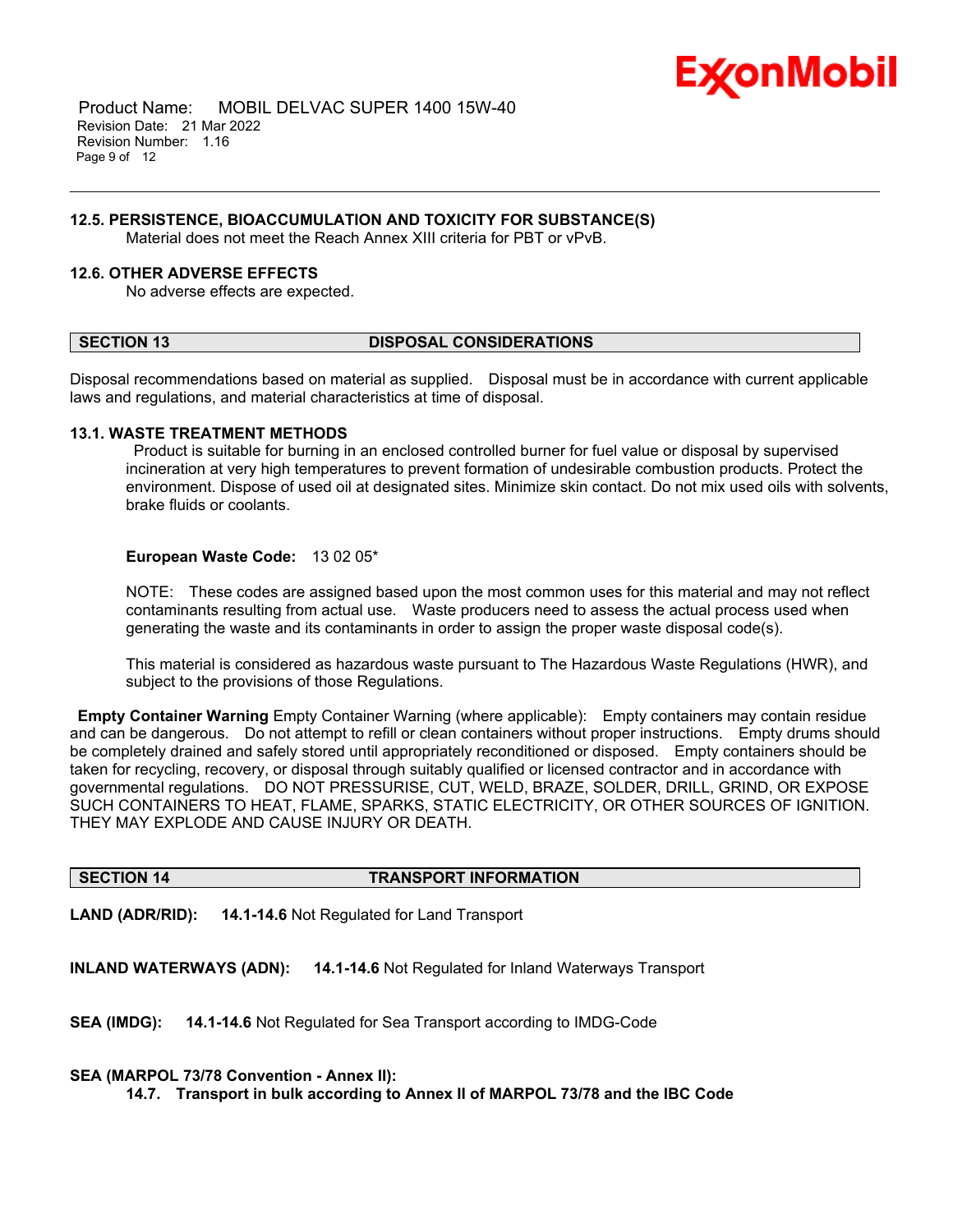### 12.5. PERSISTENCE, BIOACCUMULATION AND TOXICITY FOR SUBSTANCE(S)

Material does not meet the Reach Annex XIII criteria for PBT or vPvB.

### 12.6. OTHER ADVERSE EFFECTS

No adverse effects are expected.

## SECTION 13 DISPOSAL CONSIDERATIONS

Disposal recommendations based on material as supplied. Disposal must be in accordance with current applicable laws and regulations, and material characteristics at time of disposal.

### 13.1. WASTE TREATMENT METHODS

Product is suitable for burning in an enclosed controlled burner for fuel value or disposal by supervised incineration at very high temperatures to prevent formation of undesirable combustion products. Protect the environment. Dispose of used oil at designated sites. Minimize skin contact. Do not mix used oils with solvents, brake fluids or coolants.

**European Waste Code:** 13 02 05*

NOTE: These codes are assigned based upon the most common uses for this material and may not reflect contaminants resulting from actual use. Waste producers need to assess the actual process used when generating the waste and its contaminants in order to assign the proper waste disposal code(s).

This material is considered as hazardous waste pursuant to The Hazardous Waste Regulations (HWR), and subject to the provisions of those Regulations.

**Empty Container Warning** Empty Container Warning (where applicable): Empty containers may contain residue and can be dangerous. Do not attempt to refill or clean containers without proper instructions. Empty drums should be completely drained and safely stored until appropriately reconditioned or disposed. Empty containers should be taken for recycling, recovery, or disposal through suitably qualified or licensed contractor and in accordance with governmental regulations. DO NOT PRESSURISE, CUT, WELD, BRAZE, SOLDER, DRILL, GRIND, OR EXPOSE SUCH CONTAINERS TO HEAT, FLAME, SPARKS, STATIC ELECTRICITY, OR OTHER SOURCES OF IGNITION. THEY MAY EXPLODE AND CAUSE INJURY OR DEATH.

## SECTION 14 TRANSPORT INFORMATION

**LAND (ADR/RID):** **14.1-14.6** Not Regulated for Land Transport

**INLAND WATERWAYS (ADN):** **14.1-14.6** Not Regulated for Inland Waterways Transport

**SEA (IMDG):** **14.1-14.6** Not Regulated for Sea Transport according to IMDG-Code

**SEA (MARPOL 73/78 Convention - Annex II):**

**14.7. Transport in bulk according to Annex II of MARPOL 73/78 and the IBC Code**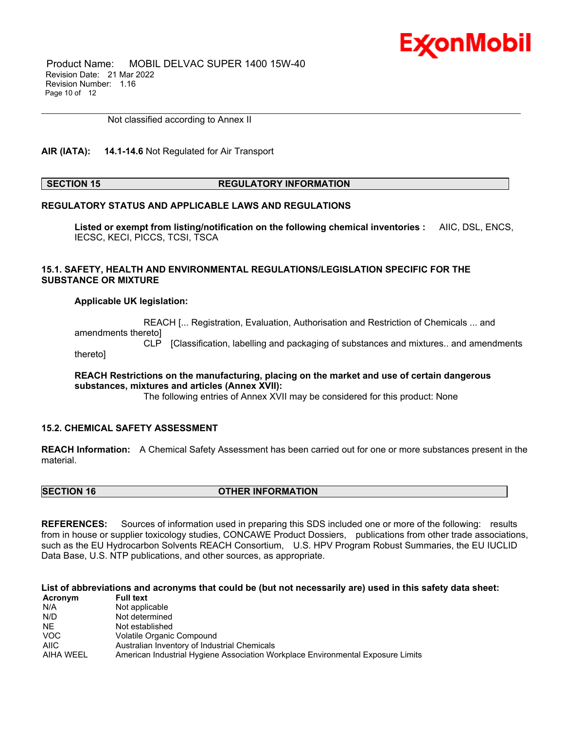Not classified according to Annex II

**AIR (IATA):** **14.1-14.6** Not Regulated for Air Transport

## SECTION 15 REGULATORY INFORMATION

### REGULATORY STATUS AND APPLICABLE LAWS AND REGULATIONS

**Listed or exempt from listing/notification on the following chemical inventories :** AIIC, DSL, ENCS, IECSC, KECI, PICCS, TCSI, TSCA

### 15.1. SAFETY, HEALTH AND ENVIRONMENTAL REGULATIONS/LEGISLATION SPECIFIC FOR THE SUBSTANCE OR MIXTURE

**Applicable UK legislation:**

REACH [... Registration, Evaluation, Authorisation and Restriction of Chemicals ... and amendments thereto]
CLP [Classification, labelling and packaging of substances and mixtures.. and amendments thereto]

**REACH Restrictions on the manufacturing, placing on the market and use of certain dangerous substances, mixtures and articles (Annex XVII):**
The following entries of Annex XVII may be considered for this product: None

### 15.2. CHEMICAL SAFETY ASSESSMENT

**REACH Information:** A Chemical Safety Assessment has been carried out for one or more substances present in the material.

## SECTION 16 OTHER INFORMATION

**REFERENCES:** Sources of information used in preparing this SDS included one or more of the following: results from in house or supplier toxicology studies, CONCAWE Product Dossiers, publications from other trade associations, such as the EU Hydrocarbon Solvents REACH Consortium, U.S. HPV Program Robust Summaries, the EU IUCLID Data Base, U.S. NTP publications, and other sources, as appropriate.

**List of abbreviations and acronyms that could be (but not necessarily are) used in this safety data sheet:**

| Acronym | Full text |
| --- | --- |
| N/A | Not applicable |
| N/D | Not determined |
| NE | Not established |
| VOC | Volatile Organic Compound |
| AIIC | Australian Inventory of Industrial Chemicals |
| AIHA WEEL | American Industrial Hygiene Association Workplace Environmental Exposure Limits |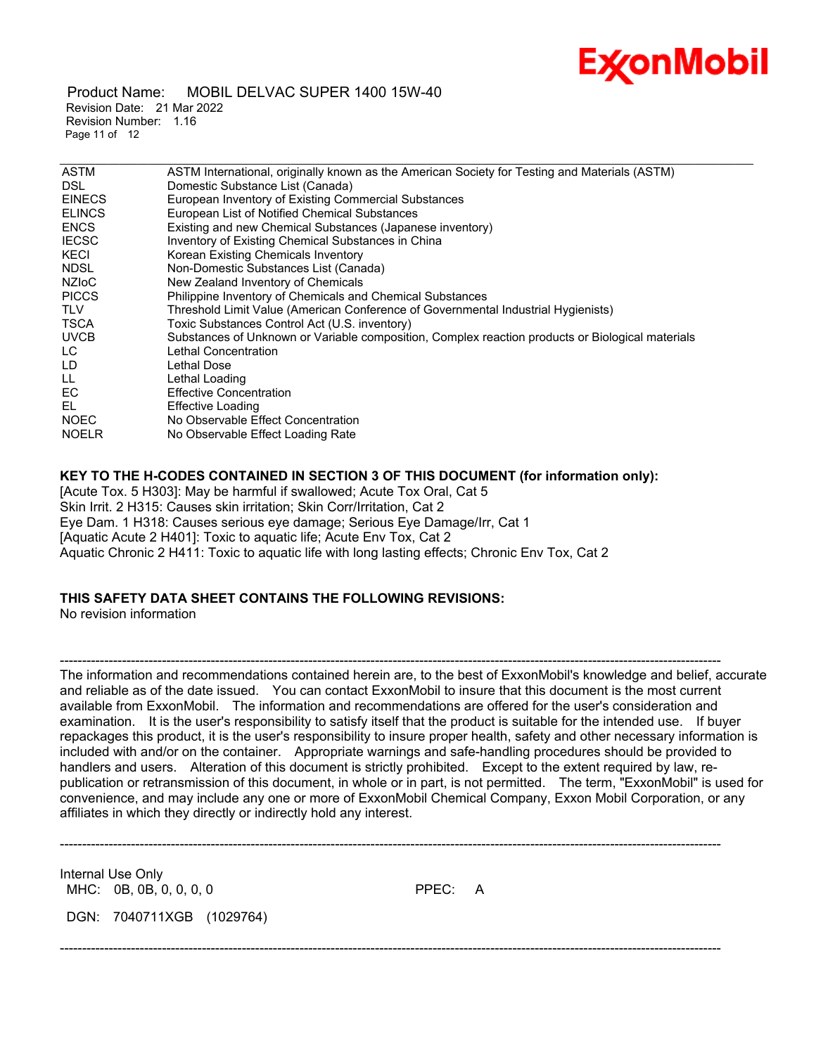| | |
|---|---|
| ASTM | ASTM International, originally known as the American Society for Testing and Materials (ASTM) |
| DSL | Domestic Substance List (Canada) |
| EINECS | European Inventory of Existing Commercial Substances |
| ELINCS | European List of Notified Chemical Substances |
| ENCS | Existing and new Chemical Substances (Japanese inventory) |
| IECSC | Inventory of Existing Chemical Substances in China |
| KECI | Korean Existing Chemicals Inventory |
| NDSL | Non-Domestic Substances List (Canada) |
| NZIoC | New Zealand Inventory of Chemicals |
| PICCS | Philippine Inventory of Chemicals and Chemical Substances |
| TLV | Threshold Limit Value (American Conference of Governmental Industrial Hygienists) |
| TSCA | Toxic Substances Control Act (U.S. inventory) |
| UVCB | Substances of Unknown or Variable composition, Complex reaction products or Biological materials |
| LC | Lethal Concentration |
| LD | Lethal Dose |
| LL | Lethal Loading |
| EC | Effective Concentration |
| EL | Effective Loading |
| NOEC | No Observable Effect Concentration |
| NOELR | No Observable Effect Loading Rate |

**KEY TO THE H-CODES CONTAINED IN SECTION 3 OF THIS DOCUMENT (for information only):**

[Acute Tox. 5 H303]: May be harmful if swallowed; Acute Tox Oral, Cat 5
Skin Irrit. 2 H315: Causes skin irritation; Skin Corr/Irritation, Cat 2
Eye Dam. 1 H318: Causes serious eye damage; Serious Eye Damage/Irr, Cat 1
[Aquatic Acute 2 H401]: Toxic to aquatic life; Acute Env Tox, Cat 2
Aquatic Chronic 2 H411: Toxic to aquatic life with long lasting effects; Chronic Env Tox, Cat 2

**THIS SAFETY DATA SHEET CONTAINS THE FOLLOWING REVISIONS:**

No revision information

---

The information and recommendations contained herein are, to the best of ExxonMobil's knowledge and belief, accurate and reliable as of the date issued. You can contact ExxonMobil to insure that this document is the most current available from ExxonMobil. The information and recommendations are offered for the user's consideration and examination. It is the user's responsibility to satisfy itself that the product is suitable for the intended use. If buyer repackages this product, it is the user's responsibility to insure proper health, safety and other necessary information is included with and/or on the container. Appropriate warnings and safe-handling procedures should be provided to handlers and users. Alteration of this document is strictly prohibited. Except to the extent required by law, re-publication or retransmission of this document, in whole or in part, is not permitted. The term, "ExxonMobil" is used for convenience, and may include any one or more of ExxonMobil Chemical Company, Exxon Mobil Corporation, or any affiliates in which they directly or indirectly hold any interest.

---

Internal Use Only
MHC: 0B, 0B, 0, 0, 0, 0          PPEC: A

DGN: 7040711XGB (1029764)

---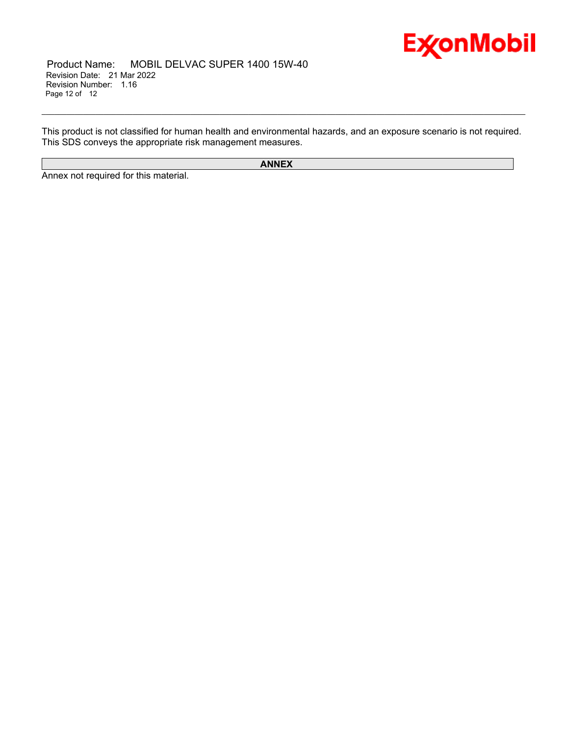This product is not classified for human health and environmental hazards, and an exposure scenario is not required. This SDS conveys the appropriate risk management measures.

## ANNEX

Annex not required for this material.